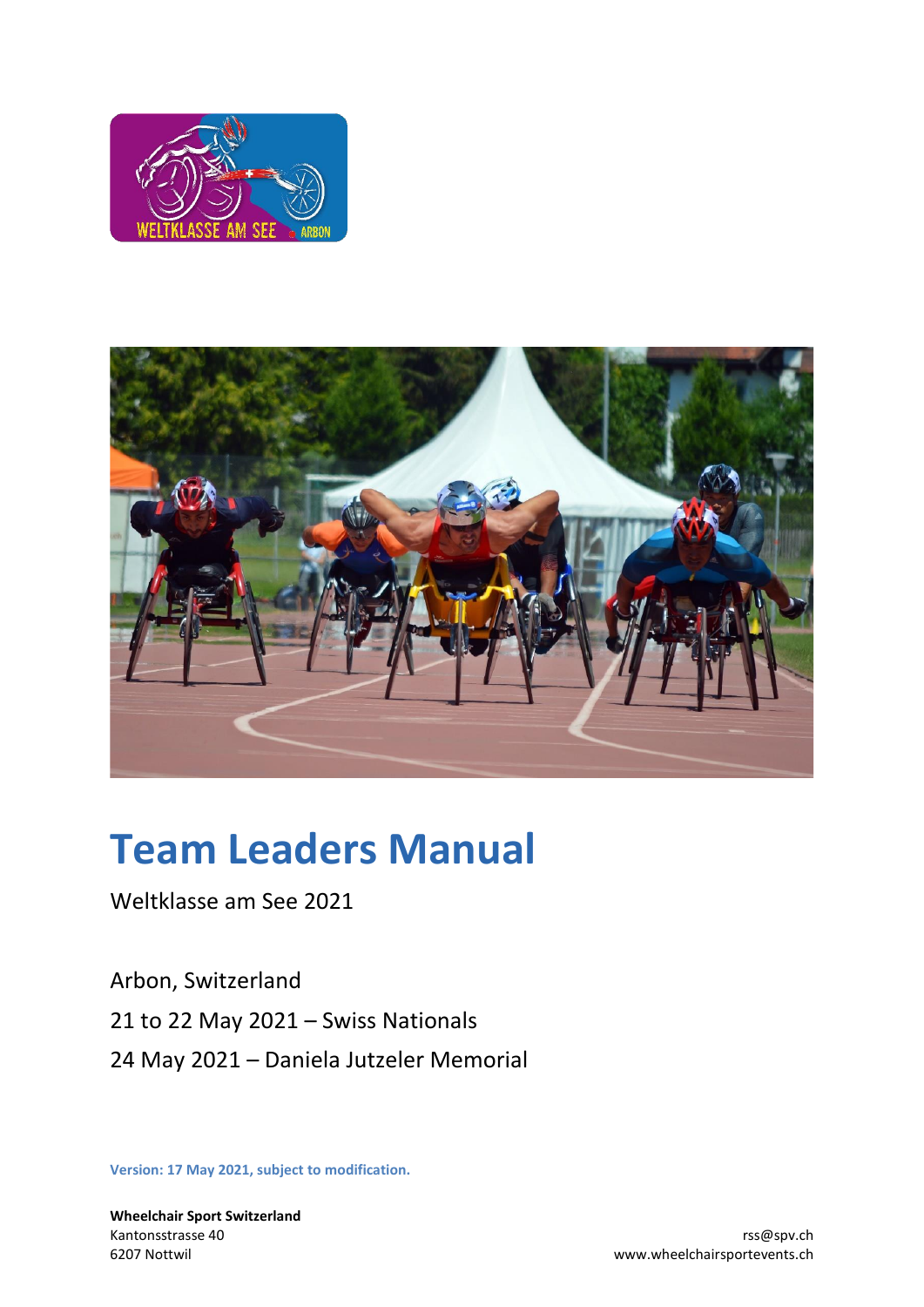# Team Leaders Manual

Weltklasse am See 2021

Arbon, Switzerland

21 to 22 May 2021 – Swiss Nationals

24 May 2021 – Daniela Jutzeler Memorial

**Version: 17 May 2021, subject to modification.**

**Wheelchair Sport Switzerland**
Kantonsstrasse 40
6207 Nottwil

rss@spv.ch
www.wheelchairsportevents.ch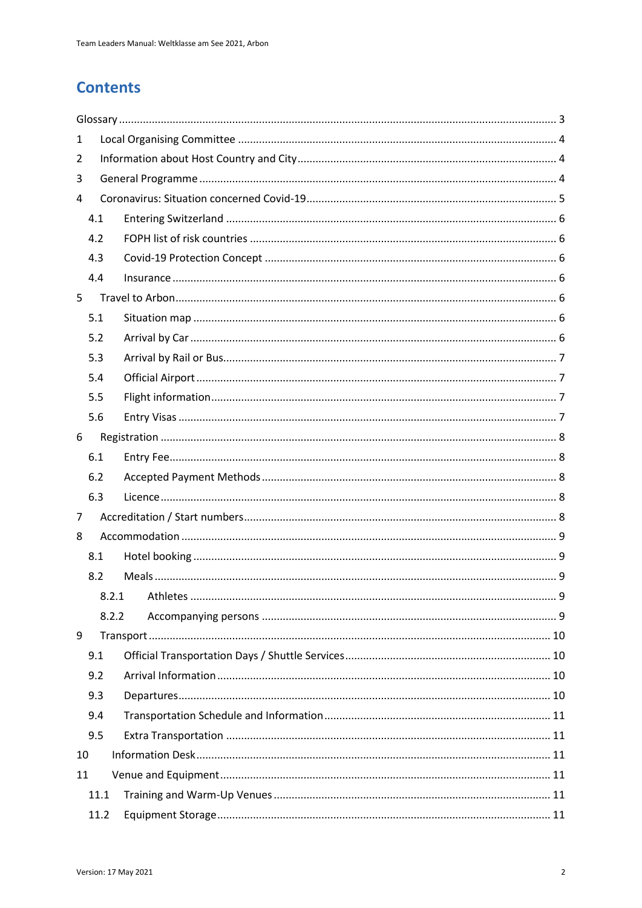# Contents

Glossary ... 3
1 Local Organising Committee ... 4
2 Information about Host Country and City ... 4
3 General Programme ... 4
4 Coronavirus: Situation concerned Covid-19 ... 5
 4.1 Entering Switzerland ... 6
 4.2 FOPH list of risk countries ... 6
 4.3 Covid-19 Protection Concept ... 6
 4.4 Insurance ... 6
5 Travel to Arbon ... 6
 5.1 Situation map ... 6
 5.2 Arrival by Car ... 6
 5.3 Arrival by Rail or Bus ... 7
 5.4 Official Airport ... 7
 5.5 Flight information ... 7
 5.6 Entry Visas ... 7
6 Registration ... 8
 6.1 Entry Fee ... 8
 6.2 Accepted Payment Methods ... 8
 6.3 Licence ... 8
7 Accreditation / Start numbers ... 8
8 Accommodation ... 9
 8.1 Hotel booking ... 9
 8.2 Meals ... 9
  8.2.1 Athletes ... 9
  8.2.2 Accompanying persons ... 9
9 Transport ... 10
 9.1 Official Transportation Days / Shuttle Services ... 10
 9.2 Arrival Information ... 10
 9.3 Departures ... 10
 9.4 Transportation Schedule and Information ... 11
 9.5 Extra Transportation ... 11
10 Information Desk ... 11
11 Venue and Equipment ... 11
 11.1 Training and Warm-Up Venues ... 11
 11.2 Equipment Storage ... 11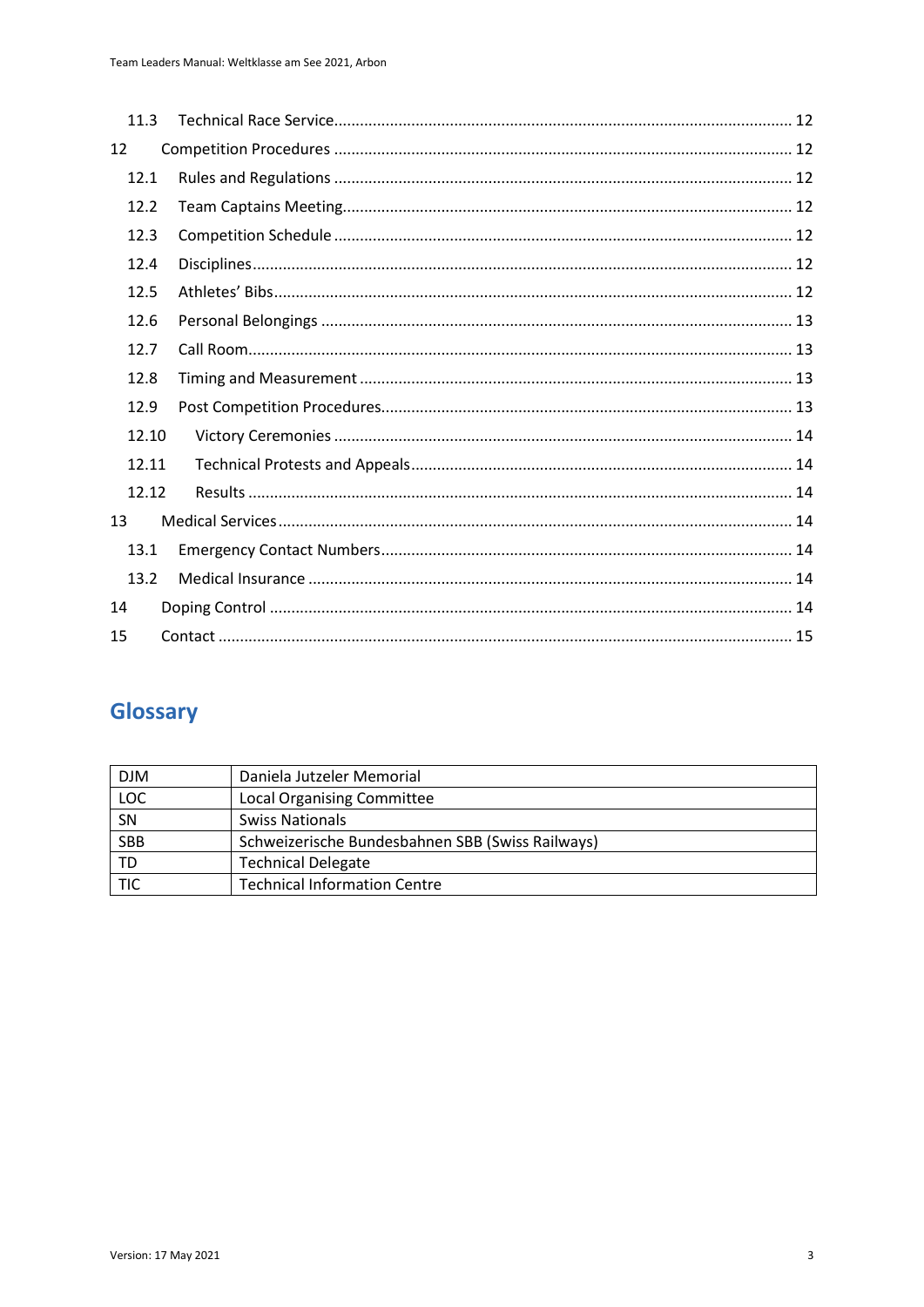11.3 Technical Race Service ........................................................................................................ 12

12 Competition Procedures ......................................................................................................... 12

12.1 Rules and Regulations ......................................................................................................... 12

12.2 Team Captains Meeting ....................................................................................................... 12

12.3 Competition Schedule ......................................................................................................... 12

12.4 Disciplines ............................................................................................................................ 12

12.5 Athletes' Bibs ...................................................................................................................... 12

12.6 Personal Belongings ............................................................................................................ 13

12.7 Call Room ............................................................................................................................. 13

12.8 Timing and Measurement ................................................................................................... 13

12.9 Post Competition Procedures .............................................................................................. 13

12.10 Victory Ceremonies ........................................................................................................... 14

12.11 Technical Protests and Appeals ........................................................................................ 14

12.12 Results ............................................................................................................................... 14

13 Medical Services ...................................................................................................................... 14

13.1 Emergency Contact Numbers .............................................................................................. 14

13.2 Medical Insurance ............................................................................................................... 14

14 Doping Control ........................................................................................................................ 14

15 Contact .................................................................................................................................... 15

# Glossary

| | |
|---|---|
| DJM | Daniela Jutzeler Memorial |
| LOC | Local Organising Committee |
| SN | Swiss Nationals |
| SBB | Schweizerische Bundesbahnen SBB (Swiss Railways) |
| TD | Technical Delegate |
| TIC | Technical Information Centre |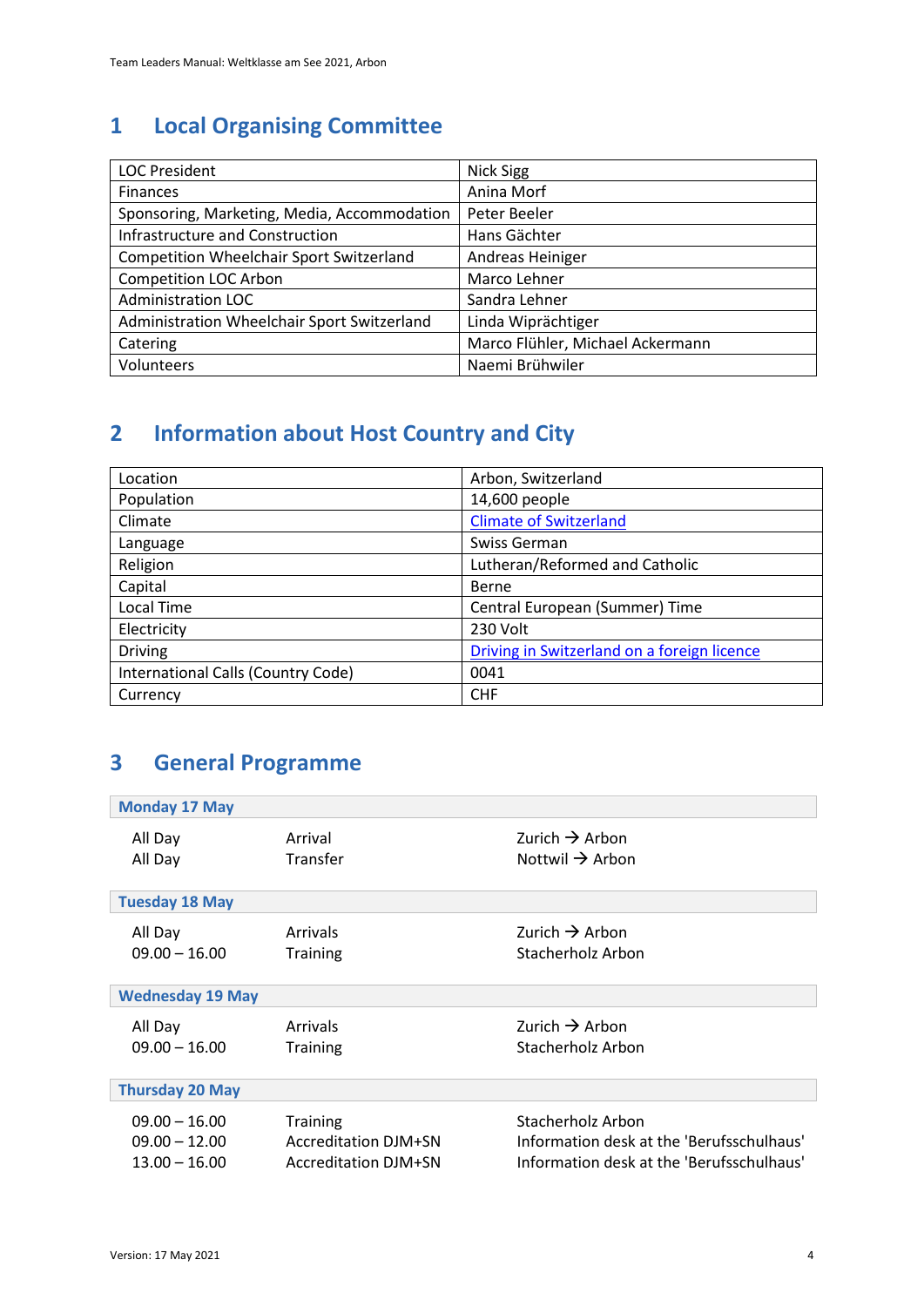# 1 Local Organising Committee

| LOC President | Nick Sigg |
|---|---|
| Finances | Anina Morf |
| Sponsoring, Marketing, Media, Accommodation | Peter Beeler |
| Infrastructure and Construction | Hans Gächter |
| Competition Wheelchair Sport Switzerland | Andreas Heiniger |
| Competition LOC Arbon | Marco Lehner |
| Administration LOC | Sandra Lehner |
| Administration Wheelchair Sport Switzerland | Linda Wiprächtiger |
| Catering | Marco Flühler, Michael Ackermann |
| Volunteers | Naemi Brühwiler |

# 2 Information about Host Country and City

| Location | Arbon, Switzerland |
|---|---|
| Population | 14,600 people |
| Climate | Climate of Switzerland |
| Language | Swiss German |
| Religion | Lutheran/Reformed and Catholic |
| Capital | Berne |
| Local Time | Central European (Summer) Time |
| Electricity | 230 Volt |
| Driving | Driving in Switzerland on a foreign licence |
| International Calls (Country Code) | 0041 |
| Currency | CHF |

# 3 General Programme

**Monday 17 May**

| | | |
|---|---|---|
| All Day | Arrival | Zurich → Arbon |
| All Day | Transfer | Nottwil → Arbon |

**Tuesday 18 May**

| | | |
|---|---|---|
| All Day | Arrivals | Zurich → Arbon |
| 09.00 – 16.00 | Training | Stacherholz Arbon |

**Wednesday 19 May**

| | | |
|---|---|---|
| All Day | Arrivals | Zurich → Arbon |
| 09.00 – 16.00 | Training | Stacherholz Arbon |

**Thursday 20 May**

| | | |
|---|---|---|
| 09.00 – 16.00 | Training | Stacherholz Arbon |
| 09.00 – 12.00 | Accreditation DJM+SN | Information desk at the 'Berufsschulhaus' |
| 13.00 – 16.00 | Accreditation DJM+SN | Information desk at the 'Berufsschulhaus' |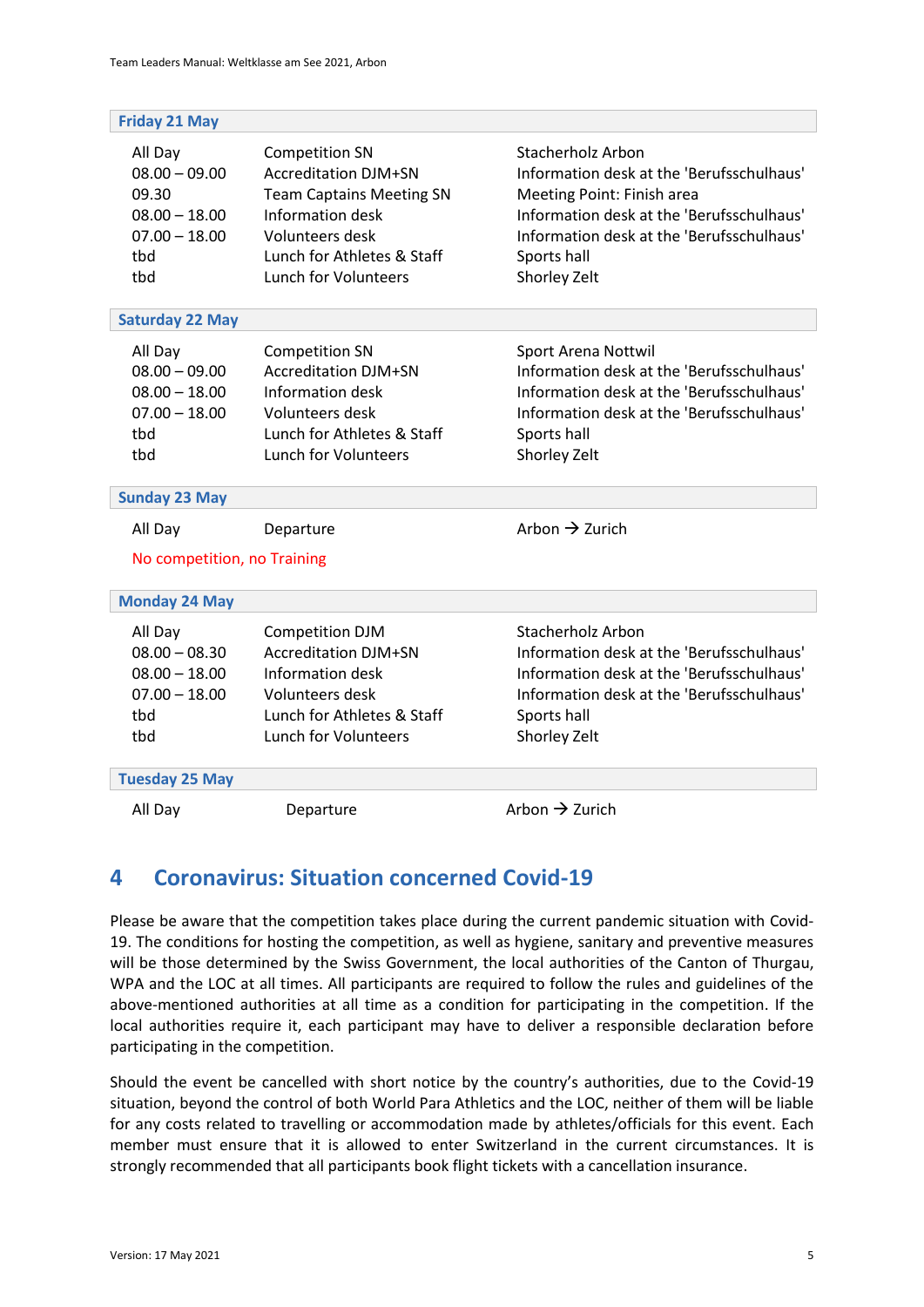**Friday 21 May**

| | | |
|---|---|---|
| All Day | Competition SN | Stacherholz Arbon |
| 08.00 – 09.00 | Accreditation DJM+SN | Information desk at the 'Berufsschulhaus' |
| 09.30 | Team Captains Meeting SN | Meeting Point: Finish area |
| 08.00 – 18.00 | Information desk | Information desk at the 'Berufsschulhaus' |
| 07.00 – 18.00 | Volunteers desk | Information desk at the 'Berufsschulhaus' |
| tbd | Lunch for Athletes & Staff | Sports hall |
| tbd | Lunch for Volunteers | Shorley Zelt |

**Saturday 22 May**

| | | |
|---|---|---|
| All Day | Competition SN | Sport Arena Nottwil |
| 08.00 – 09.00 | Accreditation DJM+SN | Information desk at the 'Berufsschulhaus' |
| 08.00 – 18.00 | Information desk | Information desk at the 'Berufsschulhaus' |
| 07.00 – 18.00 | Volunteers desk | Information desk at the 'Berufsschulhaus' |
| tbd | Lunch for Athletes & Staff | Sports hall |
| tbd | Lunch for Volunteers | Shorley Zelt |

**Sunday 23 May**

| | | |
|---|---|---|
| All Day | Departure | Arbon → Zurich |

No competition, no Training

**Monday 24 May**

| | | |
|---|---|---|
| All Day | Competition DJM | Stacherholz Arbon |
| 08.00 – 08.30 | Accreditation DJM+SN | Information desk at the 'Berufsschulhaus' |
| 08.00 – 18.00 | Information desk | Information desk at the 'Berufsschulhaus' |
| 07.00 – 18.00 | Volunteers desk | Information desk at the 'Berufsschulhaus' |
| tbd | Lunch for Athletes & Staff | Sports hall |
| tbd | Lunch for Volunteers | Shorley Zelt |

**Tuesday 25 May**

| | | |
|---|---|---|
| All Day | Departure | Arbon → Zurich |

# 4 Coronavirus: Situation concerned Covid-19

Please be aware that the competition takes place during the current pandemic situation with Covid-19. The conditions for hosting the competition, as well as hygiene, sanitary and preventive measures will be those determined by the Swiss Government, the local authorities of the Canton of Thurgau, WPA and the LOC at all times. All participants are required to follow the rules and guidelines of the above-mentioned authorities at all time as a condition for participating in the competition. If the local authorities require it, each participant may have to deliver a responsible declaration before participating in the competition.

Should the event be cancelled with short notice by the country's authorities, due to the Covid-19 situation, beyond the control of both World Para Athletics and the LOC, neither of them will be liable for any costs related to travelling or accommodation made by athletes/officials for this event. Each member must ensure that it is allowed to enter Switzerland in the current circumstances. It is strongly recommended that all participants book flight tickets with a cancellation insurance.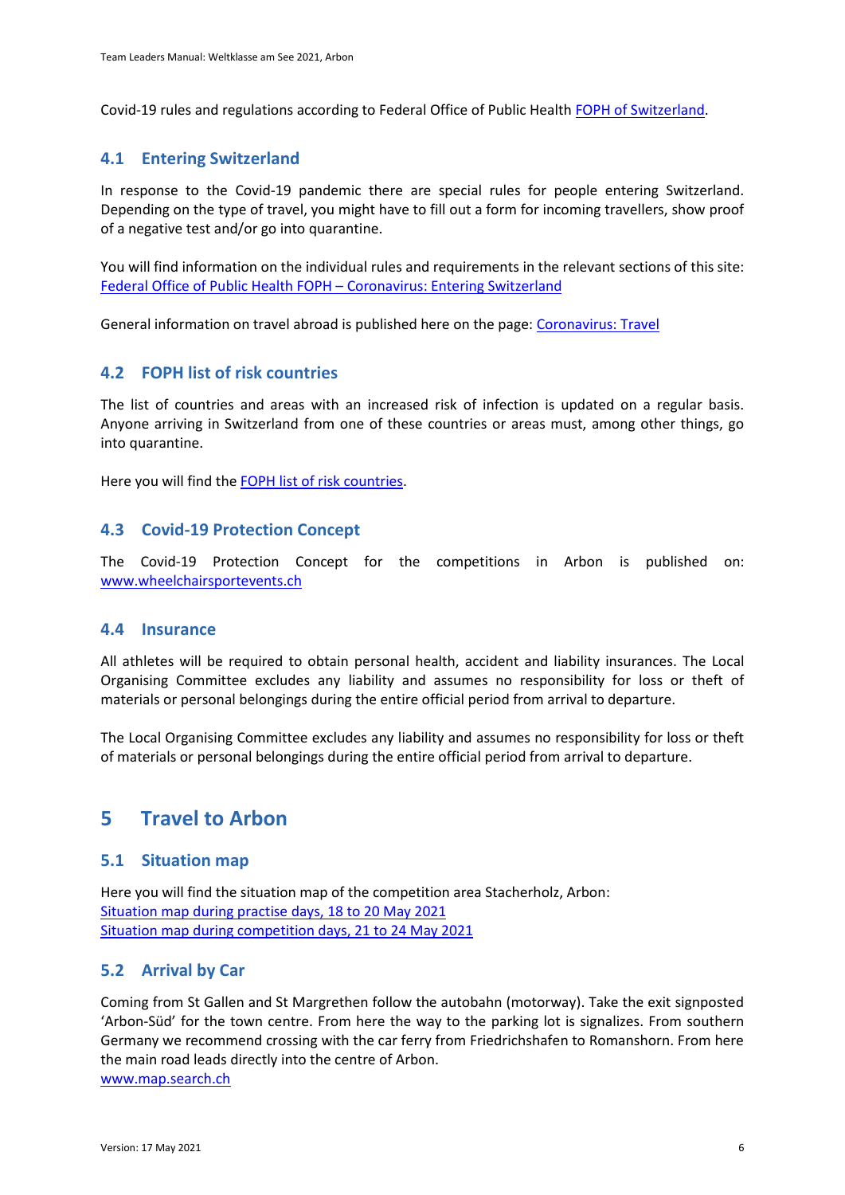Covid-19 rules and regulations according to Federal Office of Public Health [FOPH of Switzerland](#).

### 4.1 Entering Switzerland

In response to the Covid-19 pandemic there are special rules for people entering Switzerland. Depending on the type of travel, you might have to fill out a form for incoming travellers, show proof of a negative test and/or go into quarantine.

You will find information on the individual rules and requirements in the relevant sections of this site: [Federal Office of Public Health FOPH – Coronavirus: Entering Switzerland](#)

General information on travel abroad is published here on the page: [Coronavirus: Travel](#)

### 4.2 FOPH list of risk countries

The list of countries and areas with an increased risk of infection is updated on a regular basis. Anyone arriving in Switzerland from one of these countries or areas must, among other things, go into quarantine.

Here you will find the [FOPH list of risk countries](#).

### 4.3 Covid-19 Protection Concept

The Covid-19 Protection Concept for the competitions in Arbon is published on: [www.wheelchairsportevents.ch](#)

### 4.4 Insurance

All athletes will be required to obtain personal health, accident and liability insurances. The Local Organising Committee excludes any liability and assumes no responsibility for loss or theft of materials or personal belongings during the entire official period from arrival to departure.

The Local Organising Committee excludes any liability and assumes no responsibility for loss or theft of materials or personal belongings during the entire official period from arrival to departure.

## 5 Travel to Arbon

### 5.1 Situation map

Here you will find the situation map of the competition area Stacherholz, Arbon:
[Situation map during practise days, 18 to 20 May 2021](#)
[Situation map during competition days, 21 to 24 May 2021](#)

### 5.2 Arrival by Car

Coming from St Gallen and St Margrethen follow the autobahn (motorway). Take the exit signposted 'Arbon-Süd' for the town centre. From here the way to the parking lot is signalizes. From southern Germany we recommend crossing with the car ferry from Friedrichshafen to Romanshorn. From here the main road leads directly into the centre of Arbon.
[www.map.search.ch](#)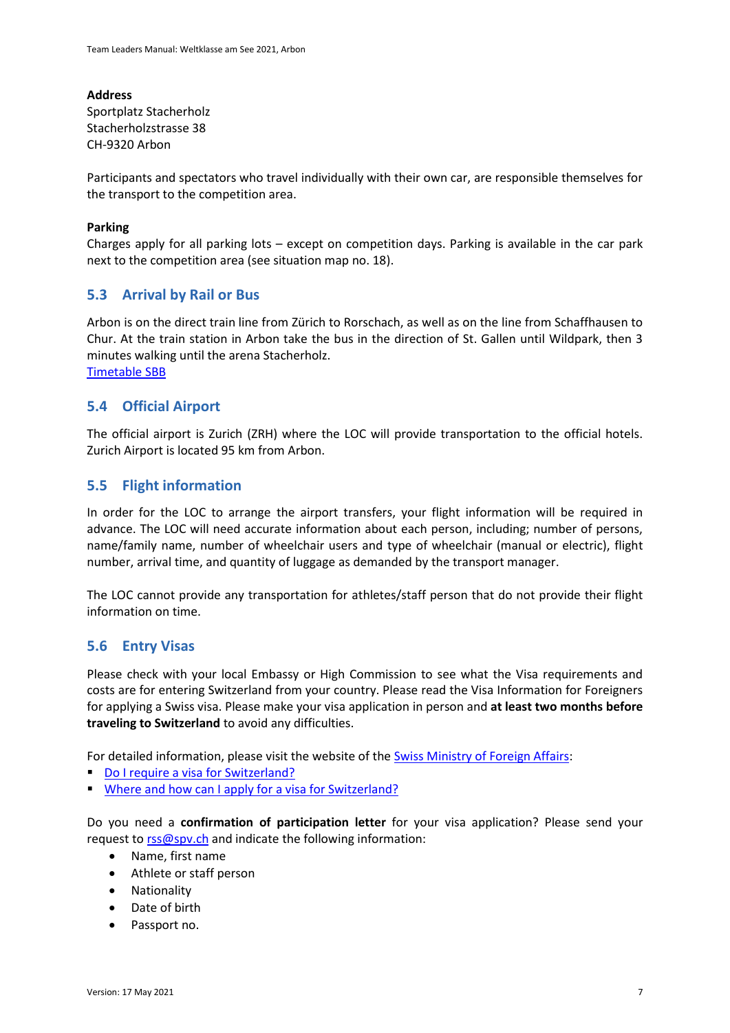**Address**
Sportplatz Stacherholz
Stacherholzstrasse 38
CH-9320 Arbon

Participants and spectators who travel individually with their own car, are responsible themselves for the transport to the competition area.

**Parking**
Charges apply for all parking lots – except on competition days. Parking is available in the car park next to the competition area (see situation map no. 18).

## 5.3 Arrival by Rail or Bus

Arbon is on the direct train line from Zürich to Rorschach, as well as on the line from Schaffhausen to Chur. At the train station in Arbon take the bus in the direction of St. Gallen until Wildpark, then 3 minutes walking until the arena Stacherholz.
Timetable SBB

## 5.4 Official Airport

The official airport is Zurich (ZRH) where the LOC will provide transportation to the official hotels. Zurich Airport is located 95 km from Arbon.

## 5.5 Flight information

In order for the LOC to arrange the airport transfers, your flight information will be required in advance. The LOC will need accurate information about each person, including; number of persons, name/family name, number of wheelchair users and type of wheelchair (manual or electric), flight number, arrival time, and quantity of luggage as demanded by the transport manager.

The LOC cannot provide any transportation for athletes/staff person that do not provide their flight information on time.

## 5.6 Entry Visas

Please check with your local Embassy or High Commission to see what the Visa requirements and costs are for entering Switzerland from your country. Please read the Visa Information for Foreigners for applying a Swiss visa. Please make your visa application in person and **at least two months before traveling to Switzerland** to avoid any difficulties.

For detailed information, please visit the website of the Swiss Ministry of Foreign Affairs:

- Do I require a visa for Switzerland?
- Where and how can I apply for a visa for Switzerland?

Do you need a **confirmation of participation letter** for your visa application? Please send your request to rss@spv.ch and indicate the following information:

- Name, first name
- Athlete or staff person
- Nationality
- Date of birth
- Passport no.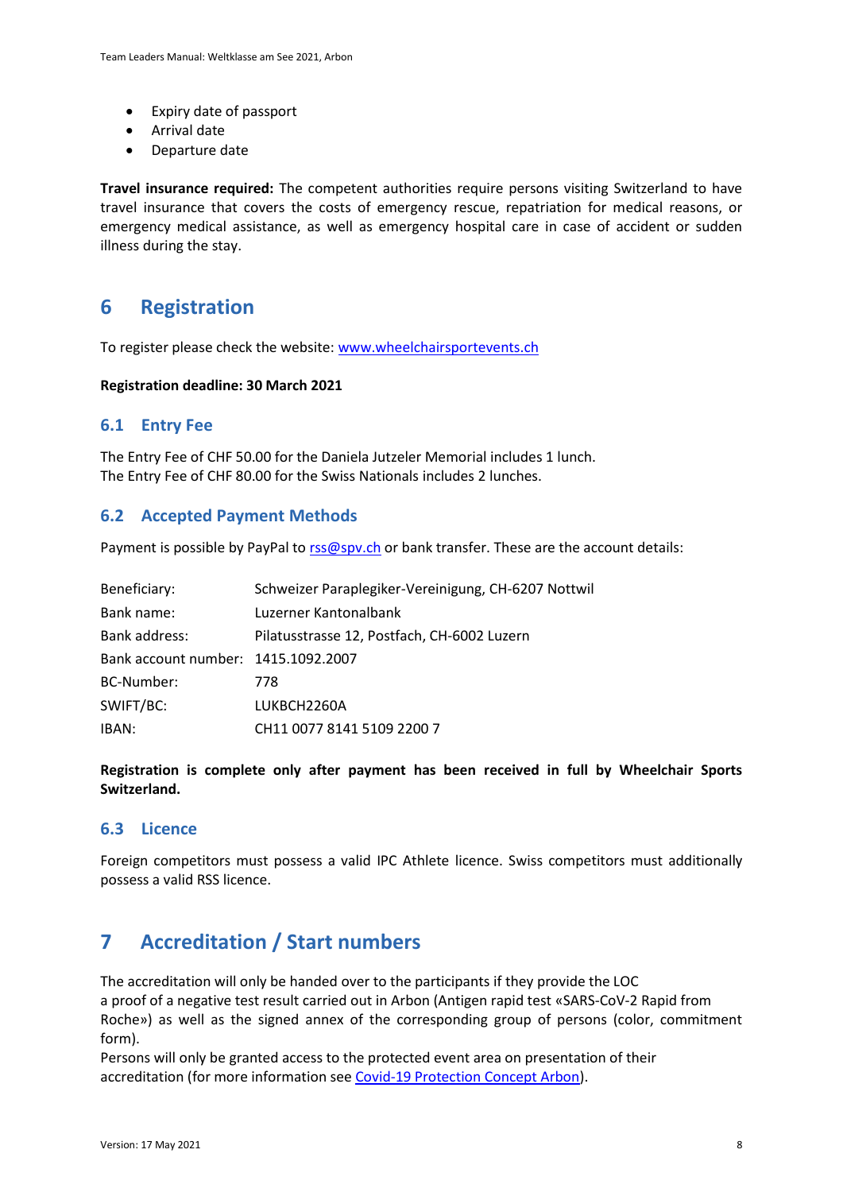- Expiry date of passport
- Arrival date
- Departure date

**Travel insurance required:** The competent authorities require persons visiting Switzerland to have travel insurance that covers the costs of emergency rescue, repatriation for medical reasons, or emergency medical assistance, as well as emergency hospital care in case of accident or sudden illness during the stay.

# 6 Registration

To register please check the website: [www.wheelchairsportevents.ch](www.wheelchairsportevents.ch)

**Registration deadline: 30 March 2021**

## 6.1 Entry Fee

The Entry Fee of CHF 50.00 for the Daniela Jutzeler Memorial includes 1 lunch.
The Entry Fee of CHF 80.00 for the Swiss Nationals includes 2 lunches.

## 6.2 Accepted Payment Methods

Payment is possible by PayPal to [rss@spv.ch](mailto:rss@spv.ch) or bank transfer. These are the account details:

| | |
|---|---|
| Beneficiary: | Schweizer Paraplegiker-Vereinigung, CH-6207 Nottwil |
| Bank name: | Luzerner Kantonalbank |
| Bank address: | Pilatusstrasse 12, Postfach, CH-6002 Luzern |
| Bank account number: | 1415.1092.2007 |
| BC-Number: | 778 |
| SWIFT/BC: | LUKBCH2260A |
| IBAN: | CH11 0077 8141 5109 2200 7 |

**Registration is complete only after payment has been received in full by Wheelchair Sports Switzerland.**

## 6.3 Licence

Foreign competitors must possess a valid IPC Athlete licence. Swiss competitors must additionally possess a valid RSS licence.

# 7 Accreditation / Start numbers

The accreditation will only be handed over to the participants if they provide the LOC
a proof of a negative test result carried out in Arbon (Antigen rapid test «SARS-CoV-2 Rapid from Roche») as well as the signed annex of the corresponding group of persons (color, commitment form).
Persons will only be granted access to the protected event area on presentation of their accreditation (for more information see Covid-19 Protection Concept Arbon).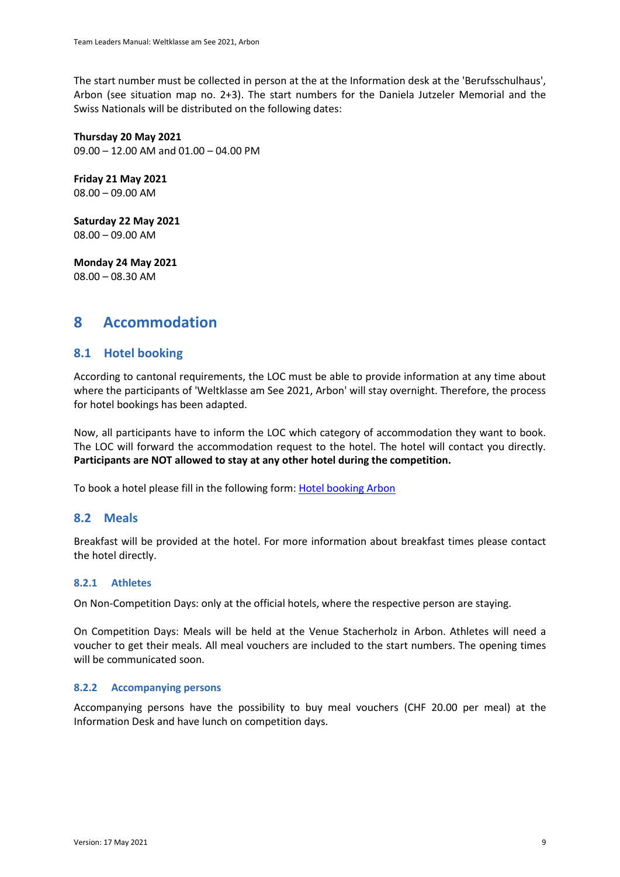The start number must be collected in person at the at the Information desk at the 'Berufsschulhaus', Arbon (see situation map no. 2+3). The start numbers for the Daniela Jutzeler Memorial and the Swiss Nationals will be distributed on the following dates:

**Thursday 20 May 2021**
09.00 – 12.00 AM and 01.00 – 04.00 PM

**Friday 21 May 2021**
08.00 – 09.00 AM

**Saturday 22 May 2021**
08.00 – 09.00 AM

**Monday 24 May 2021**
08.00 – 08.30 AM

# 8 Accommodation

## 8.1 Hotel booking

According to cantonal requirements, the LOC must be able to provide information at any time about where the participants of 'Weltklasse am See 2021, Arbon' will stay overnight. Therefore, the process for hotel bookings has been adapted.

Now, all participants have to inform the LOC which category of accommodation they want to book. The LOC will forward the accommodation request to the hotel. The hotel will contact you directly. **Participants are NOT allowed to stay at any other hotel during the competition.**

To book a hotel please fill in the following form: Hotel booking Arbon

## 8.2 Meals

Breakfast will be provided at the hotel. For more information about breakfast times please contact the hotel directly.

### 8.2.1 Athletes

On Non-Competition Days: only at the official hotels, where the respective person are staying.

On Competition Days: Meals will be held at the Venue Stacherholz in Arbon. Athletes will need a voucher to get their meals. All meal vouchers are included to the start numbers. The opening times will be communicated soon.

### 8.2.2 Accompanying persons

Accompanying persons have the possibility to buy meal vouchers (CHF 20.00 per meal) at the Information Desk and have lunch on competition days.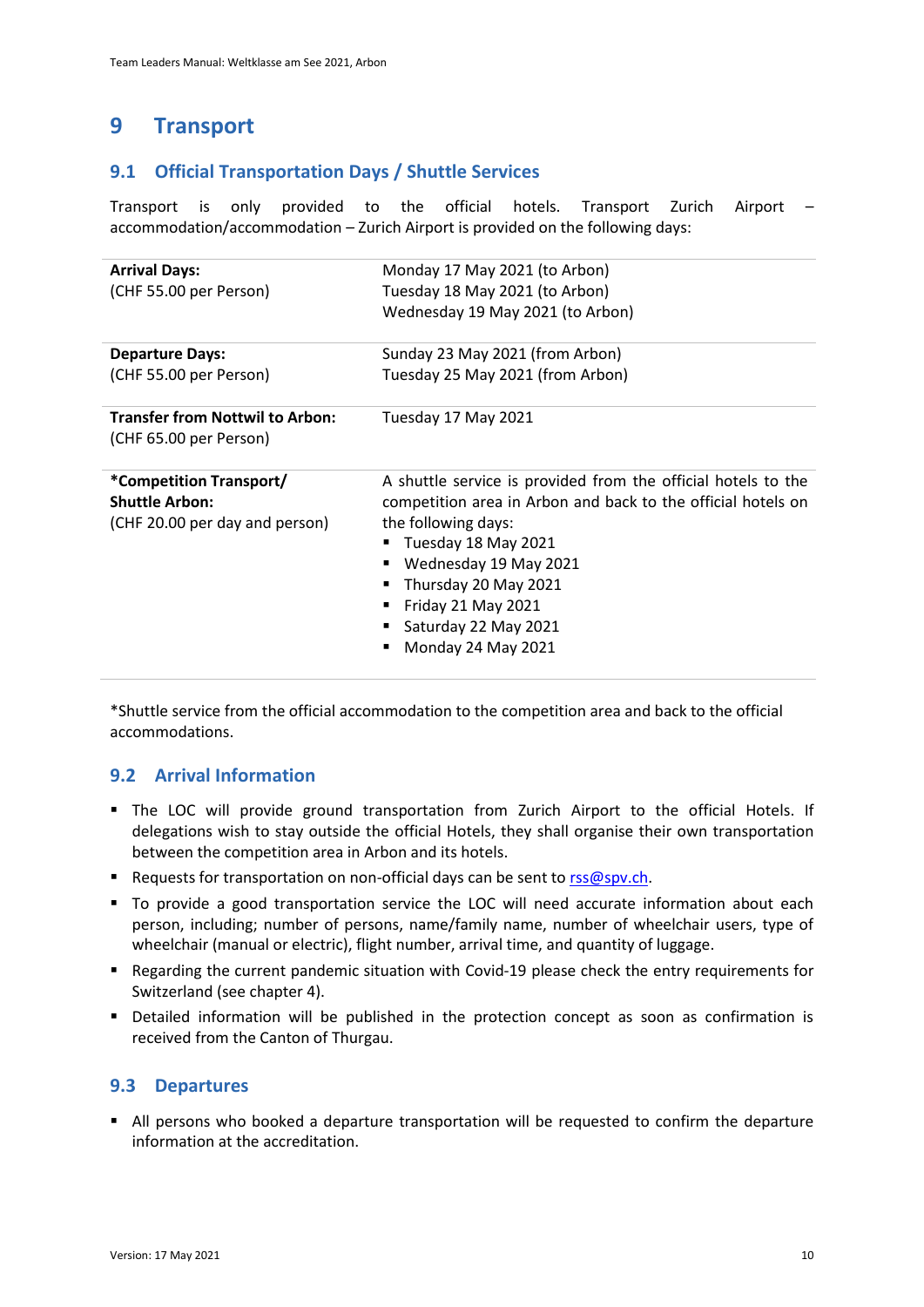## 9 Transport

### 9.1 Official Transportation Days / Shuttle Services

Transport is only provided to the official hotels. Transport Zurich Airport – accommodation/accommodation – Zurich Airport is provided on the following days:

| | |
|---|---|
| **Arrival Days:**<br>(CHF 55.00 per Person) | Monday 17 May 2021 (to Arbon)<br>Tuesday 18 May 2021 (to Arbon)<br>Wednesday 19 May 2021 (to Arbon) |
| **Departure Days:**<br>(CHF 55.00 per Person) | Sunday 23 May 2021 (from Arbon)<br>Tuesday 25 May 2021 (from Arbon) |
| **Transfer from Nottwil to Arbon:**<br>(CHF 65.00 per Person) | Tuesday 17 May 2021 |
| ***Competition Transport/ Shuttle Arbon:**<br>(CHF 20.00 per day and person) | A shuttle service is provided from the official hotels to the competition area in Arbon and back to the official hotels on the following days:<br>▪ Tuesday 18 May 2021<br>▪ Wednesday 19 May 2021<br>▪ Thursday 20 May 2021<br>▪ Friday 21 May 2021<br>▪ Saturday 22 May 2021<br>▪ Monday 24 May 2021 |

*Shuttle service from the official accommodation to the competition area and back to the official accommodations.

### 9.2 Arrival Information

- The LOC will provide ground transportation from Zurich Airport to the official Hotels. If delegations wish to stay outside the official Hotels, they shall organise their own transportation between the competition area in Arbon and its hotels.
- Requests for transportation on non-official days can be sent to rss@spv.ch.
- To provide a good transportation service the LOC will need accurate information about each person, including; number of persons, name/family name, number of wheelchair users, type of wheelchair (manual or electric), flight number, arrival time, and quantity of luggage.
- Regarding the current pandemic situation with Covid-19 please check the entry requirements for Switzerland (see chapter 4).
- Detailed information will be published in the protection concept as soon as confirmation is received from the Canton of Thurgau.

### 9.3 Departures

- All persons who booked a departure transportation will be requested to confirm the departure information at the accreditation.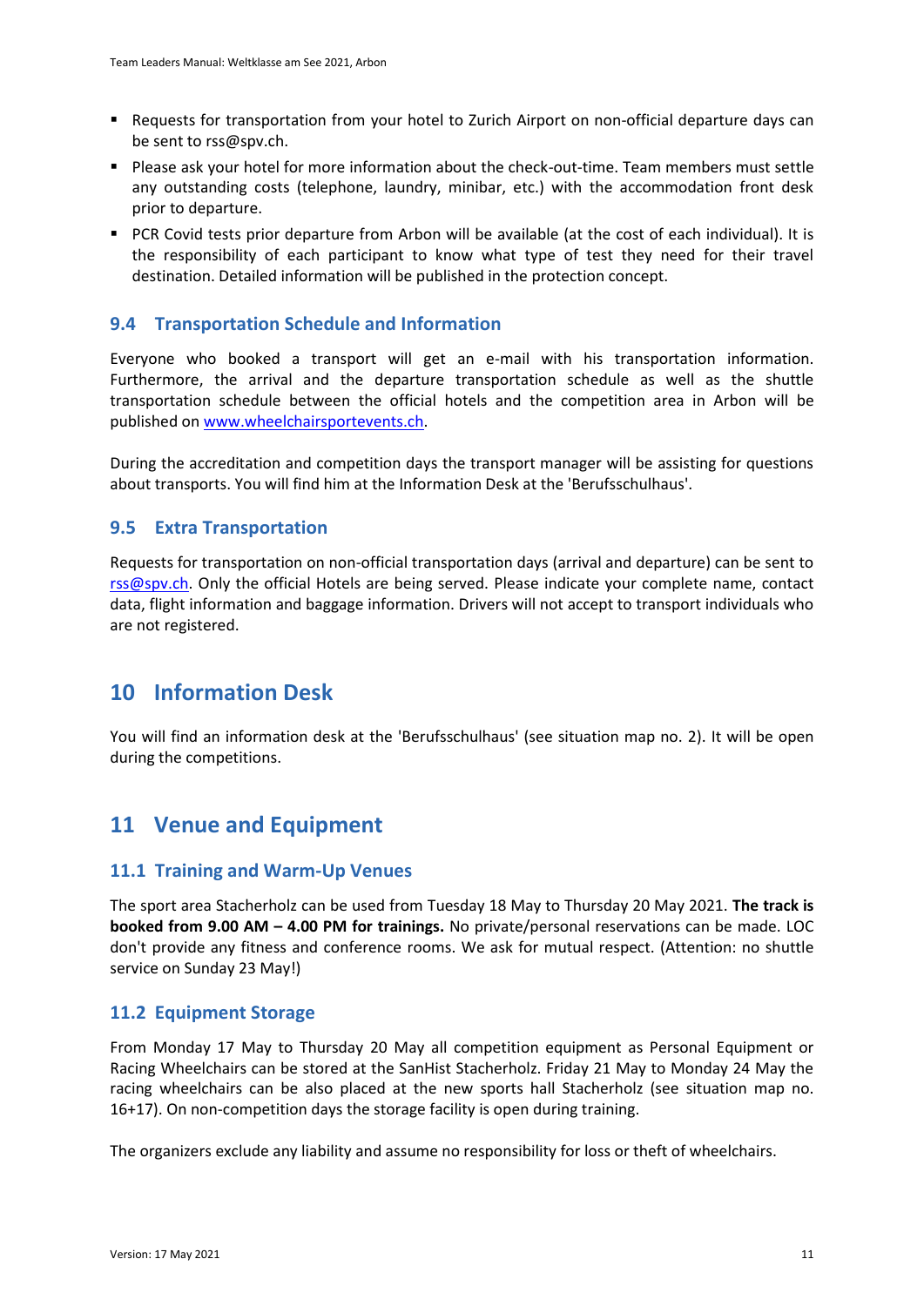- Requests for transportation from your hotel to Zurich Airport on non-official departure days can be sent to rss@spv.ch.
- Please ask your hotel for more information about the check-out-time. Team members must settle any outstanding costs (telephone, laundry, minibar, etc.) with the accommodation front desk prior to departure.
- PCR Covid tests prior departure from Arbon will be available (at the cost of each individual). It is the responsibility of each participant to know what type of test they need for their travel destination. Detailed information will be published in the protection concept.

## 9.4 Transportation Schedule and Information

Everyone who booked a transport will get an e-mail with his transportation information. Furthermore, the arrival and the departure transportation schedule as well as the shuttle transportation schedule between the official hotels and the competition area in Arbon will be published on [www.wheelchairsportevents.ch](www.wheelchairsportevents.ch).

During the accreditation and competition days the transport manager will be assisting for questions about transports. You will find him at the Information Desk at the 'Berufsschulhaus'.

## 9.5 Extra Transportation

Requests for transportation on non-official transportation days (arrival and departure) can be sent to rss@spv.ch. Only the official Hotels are being served. Please indicate your complete name, contact data, flight information and baggage information. Drivers will not accept to transport individuals who are not registered.

# 10 Information Desk

You will find an information desk at the 'Berufsschulhaus' (see situation map no. 2). It will be open during the competitions.

# 11 Venue and Equipment

## 11.1 Training and Warm-Up Venues

The sport area Stacherholz can be used from Tuesday 18 May to Thursday 20 May 2021. **The track is booked from 9.00 AM – 4.00 PM for trainings.** No private/personal reservations can be made. LOC don't provide any fitness and conference rooms. We ask for mutual respect. (Attention: no shuttle service on Sunday 23 May!)

## 11.2 Equipment Storage

From Monday 17 May to Thursday 20 May all competition equipment as Personal Equipment or Racing Wheelchairs can be stored at the SanHist Stacherholz. Friday 21 May to Monday 24 May the racing wheelchairs can be also placed at the new sports hall Stacherholz (see situation map no. 16+17). On non-competition days the storage facility is open during training.

The organizers exclude any liability and assume no responsibility for loss or theft of wheelchairs.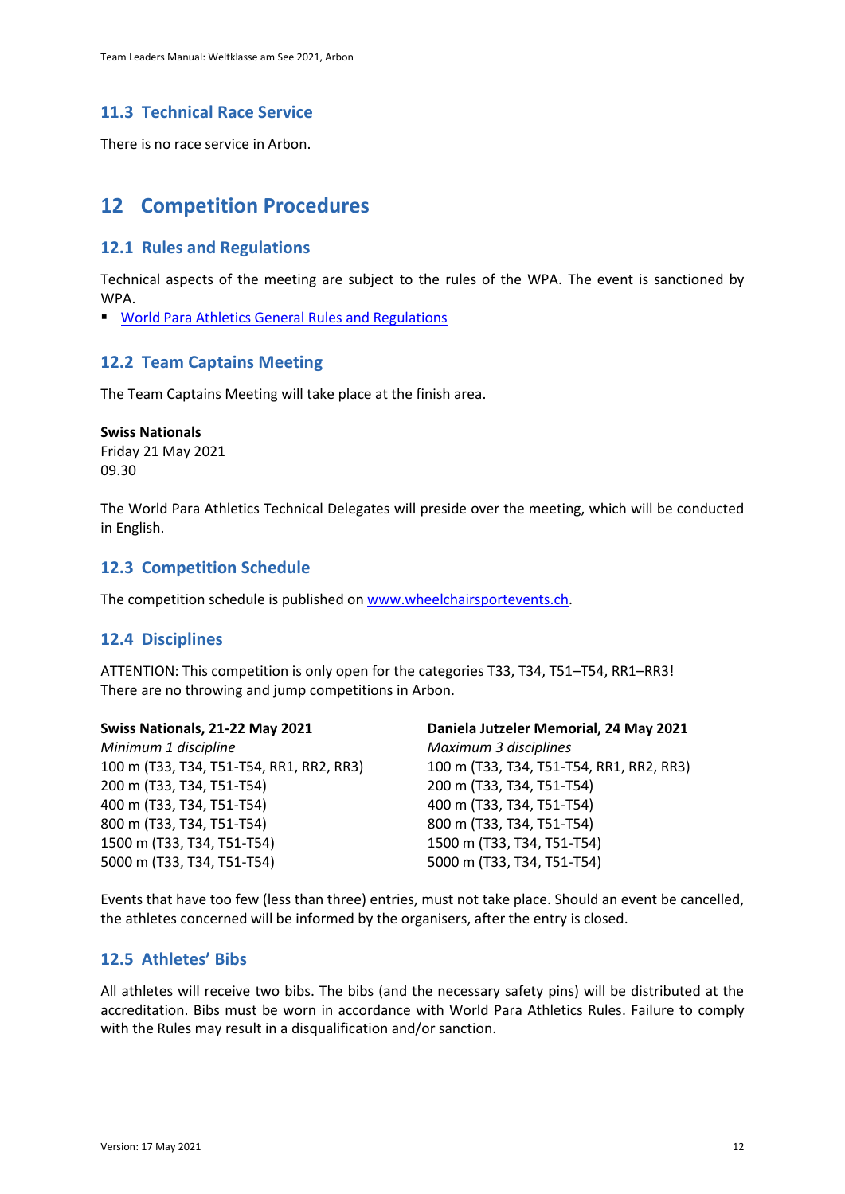### 11.3 Technical Race Service

There is no race service in Arbon.

## 12 Competition Procedures

### 12.1 Rules and Regulations

Technical aspects of the meeting are subject to the rules of the WPA. The event is sanctioned by WPA.

- [World Para Athletics General Rules and Regulations]()

### 12.2 Team Captains Meeting

The Team Captains Meeting will take place at the finish area.

**Swiss Nationals**
Friday 21 May 2021
09.30

The World Para Athletics Technical Delegates will preside over the meeting, which will be conducted in English.

### 12.3 Competition Schedule

The competition schedule is published on [www.wheelchairsportevents.ch]().

### 12.4 Disciplines

ATTENTION: This competition is only open for the categories T33, T34, T51–T54, RR1–RR3!
There are no throwing and jump competitions in Arbon.

| **Swiss Nationals, 21-22 May 2021** | **Daniela Jutzeler Memorial, 24 May 2021** |
|---|---|
| *Minimum 1 discipline* | *Maximum 3 disciplines* |
| 100 m (T33, T34, T51-T54, RR1, RR2, RR3) | 100 m (T33, T34, T51-T54, RR1, RR2, RR3) |
| 200 m (T33, T34, T51-T54) | 200 m (T33, T34, T51-T54) |
| 400 m (T33, T34, T51-T54) | 400 m (T33, T34, T51-T54) |
| 800 m (T33, T34, T51-T54) | 800 m (T33, T34, T51-T54) |
| 1500 m (T33, T34, T51-T54) | 1500 m (T33, T34, T51-T54) |
| 5000 m (T33, T34, T51-T54) | 5000 m (T33, T34, T51-T54) |

Events that have too few (less than three) entries, must not take place. Should an event be cancelled, the athletes concerned will be informed by the organisers, after the entry is closed.

### 12.5 Athletes' Bibs

All athletes will receive two bibs. The bibs (and the necessary safety pins) will be distributed at the accreditation. Bibs must be worn in accordance with World Para Athletics Rules. Failure to comply with the Rules may result in a disqualification and/or sanction.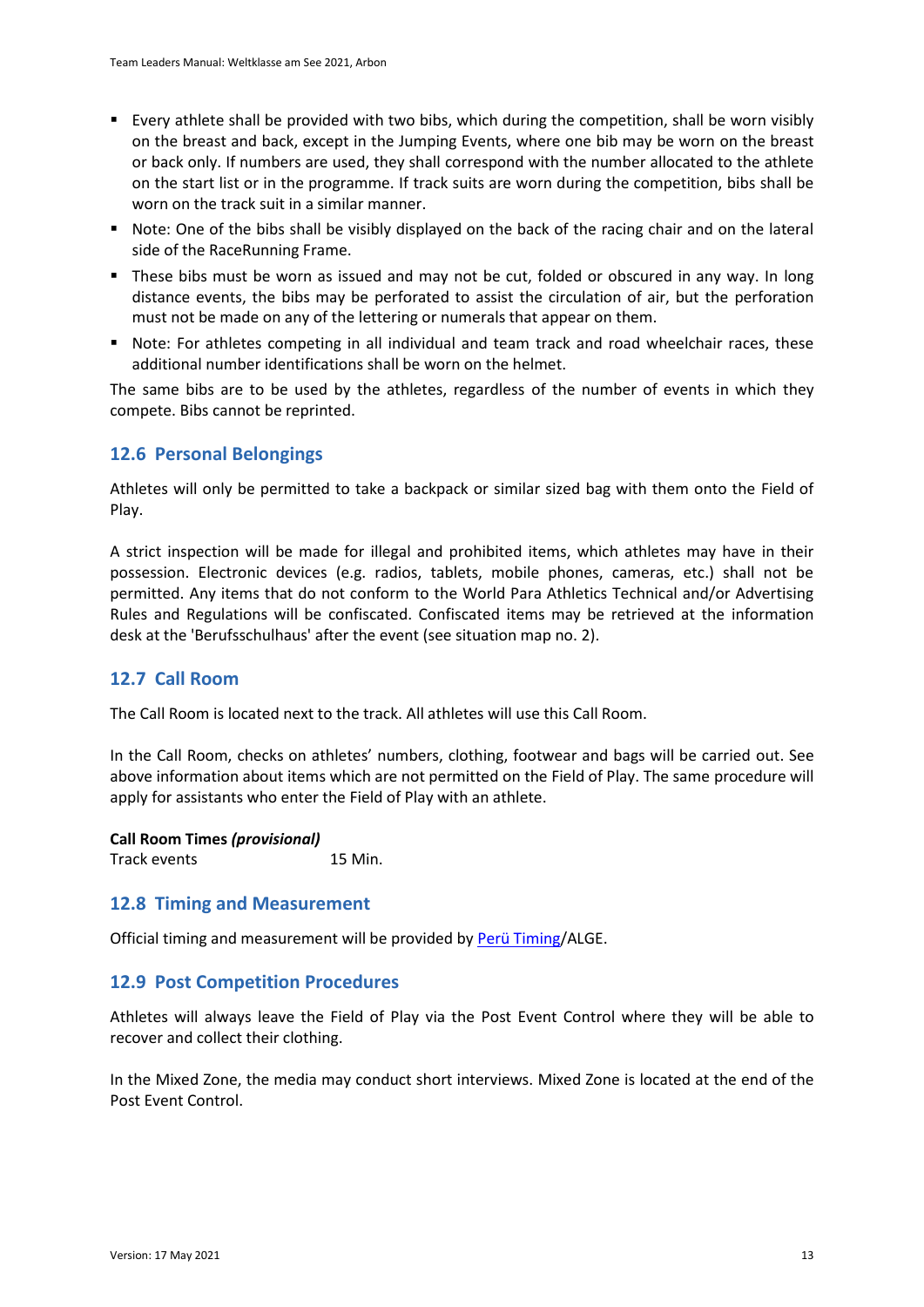- Every athlete shall be provided with two bibs, which during the competition, shall be worn visibly on the breast and back, except in the Jumping Events, where one bib may be worn on the breast or back only. If numbers are used, they shall correspond with the number allocated to the athlete on the start list or in the programme. If track suits are worn during the competition, bibs shall be worn on the track suit in a similar manner.
- Note: One of the bibs shall be visibly displayed on the back of the racing chair and on the lateral side of the RaceRunning Frame.
- These bibs must be worn as issued and may not be cut, folded or obscured in any way. In long distance events, the bibs may be perforated to assist the circulation of air, but the perforation must not be made on any of the lettering or numerals that appear on them.
- Note: For athletes competing in all individual and team track and road wheelchair races, these additional number identifications shall be worn on the helmet.

The same bibs are to be used by the athletes, regardless of the number of events in which they compete. Bibs cannot be reprinted.

## 12.6 Personal Belongings

Athletes will only be permitted to take a backpack or similar sized bag with them onto the Field of Play.

A strict inspection will be made for illegal and prohibited items, which athletes may have in their possession. Electronic devices (e.g. radios, tablets, mobile phones, cameras, etc.) shall not be permitted. Any items that do not conform to the World Para Athletics Technical and/or Advertising Rules and Regulations will be confiscated. Confiscated items may be retrieved at the information desk at the 'Berufsschulhaus' after the event (see situation map no. 2).

## 12.7 Call Room

The Call Room is located next to the track. All athletes will use this Call Room.

In the Call Room, checks on athletes' numbers, clothing, footwear and bags will be carried out. See above information about items which are not permitted on the Field of Play. The same procedure will apply for assistants who enter the Field of Play with an athlete.

**Call Room Times *(provisional)***

| | |
|---|---|
| Track events | 15 Min. |

## 12.8 Timing and Measurement

Official timing and measurement will be provided by Perü Timing/ALGE.

## 12.9 Post Competition Procedures

Athletes will always leave the Field of Play via the Post Event Control where they will be able to recover and collect their clothing.

In the Mixed Zone, the media may conduct short interviews. Mixed Zone is located at the end of the Post Event Control.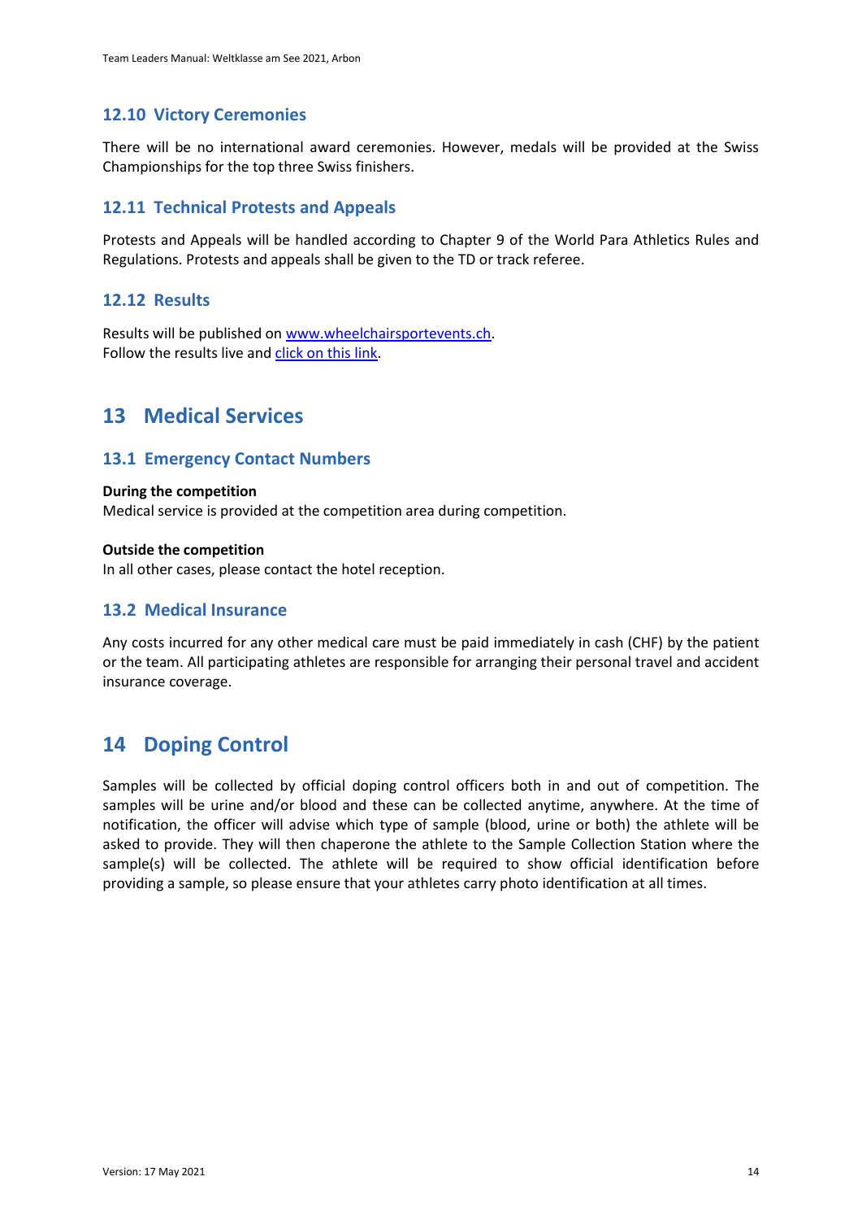### 12.10 Victory Ceremonies

There will be no international award ceremonies. However, medals will be provided at the Swiss Championships for the top three Swiss finishers.

### 12.11 Technical Protests and Appeals

Protests and Appeals will be handled according to Chapter 9 of the World Para Athletics Rules and Regulations. Protests and appeals shall be given to the TD or track referee.

### 12.12 Results

Results will be published on [www.wheelchairsportevents.ch](http://www.wheelchairsportevents.ch).
Follow the results live and click on this link.

## 13 Medical Services

### 13.1 Emergency Contact Numbers

**During the competition**
Medical service is provided at the competition area during competition.

**Outside the competition**
In all other cases, please contact the hotel reception.

### 13.2 Medical Insurance

Any costs incurred for any other medical care must be paid immediately in cash (CHF) by the patient or the team. All participating athletes are responsible for arranging their personal travel and accident insurance coverage.

## 14 Doping Control

Samples will be collected by official doping control officers both in and out of competition. The samples will be urine and/or blood and these can be collected anytime, anywhere. At the time of notification, the officer will advise which type of sample (blood, urine or both) the athlete will be asked to provide. They will then chaperone the athlete to the Sample Collection Station where the sample(s) will be collected. The athlete will be required to show official identification before providing a sample, so please ensure that your athletes carry photo identification at all times.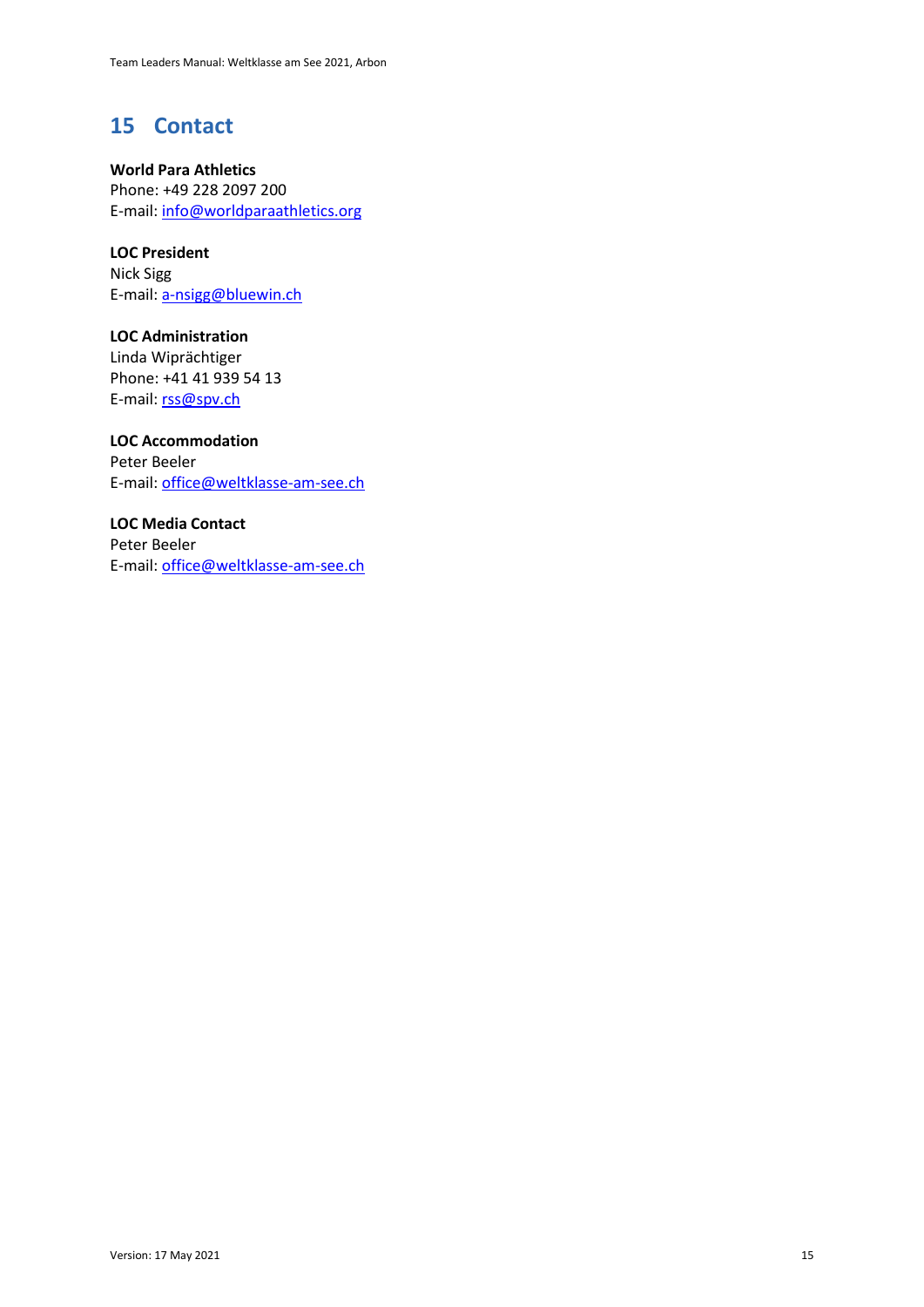# 15 Contact

**World Para Athletics**
Phone: +49 228 2097 200
E-mail: info@worldparaathletics.org

**LOC President**
Nick Sigg
E-mail: a-nsigg@bluewin.ch

**LOC Administration**
Linda Wiprächtiger
Phone: +41 41 939 54 13
E-mail: rss@spv.ch

**LOC Accommodation**
Peter Beeler
E-mail: office@weltklasse-am-see.ch

**LOC Media Contact**
Peter Beeler
E-mail: office@weltklasse-am-see.ch